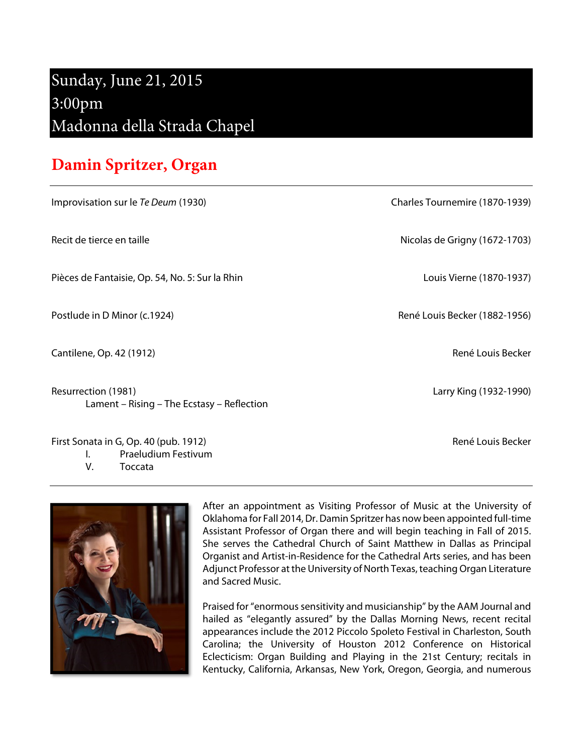# Sunday, June 21, 2015
# 3:00pm
# Madonna della Strada Chapel

## Damin Spritzer, Organ

| | |
|---|---|
| Improvisation sur le *Te Deum* (1930) | Charles Tournemire (1870-1939) |
| Recit de tierce en taille | Nicolas de Grigny (1672-1703) |
| Pièces de Fantaisie, Op. 54, No. 5: Sur la Rhin | Louis Vierne (1870-1937) |
| Postlude in D Minor (c.1924) | René Louis Becker (1882-1956) |
| Cantilene, Op. 42 (1912) | René Louis Becker |
| Resurrection (1981)<br>Lament – Rising – The Ecstasy – Reflection | Larry King (1932-1990) |
| First Sonata in G, Op. 40 (pub. 1912)<br>I. Praeludium Festivum<br>V. Toccata | René Louis Becker |

After an appointment as Visiting Professor of Music at the University of Oklahoma for Fall 2014, Dr. Damin Spritzer has now been appointed full-time Assistant Professor of Organ there and will begin teaching in Fall of 2015. She serves the Cathedral Church of Saint Matthew in Dallas as Principal Organist and Artist-in-Residence for the Cathedral Arts series, and has been Adjunct Professor at the University of North Texas, teaching Organ Literature and Sacred Music.

Praised for "enormous sensitivity and musicianship" by the AAM Journal and hailed as "elegantly assured" by the Dallas Morning News, recent recital appearances include the 2012 Piccolo Spoleto Festival in Charleston, South Carolina; the University of Houston 2012 Conference on Historical Eclecticism: Organ Building and Playing in the 21st Century; recitals in Kentucky, California, Arkansas, New York, Oregon, Georgia, and numerous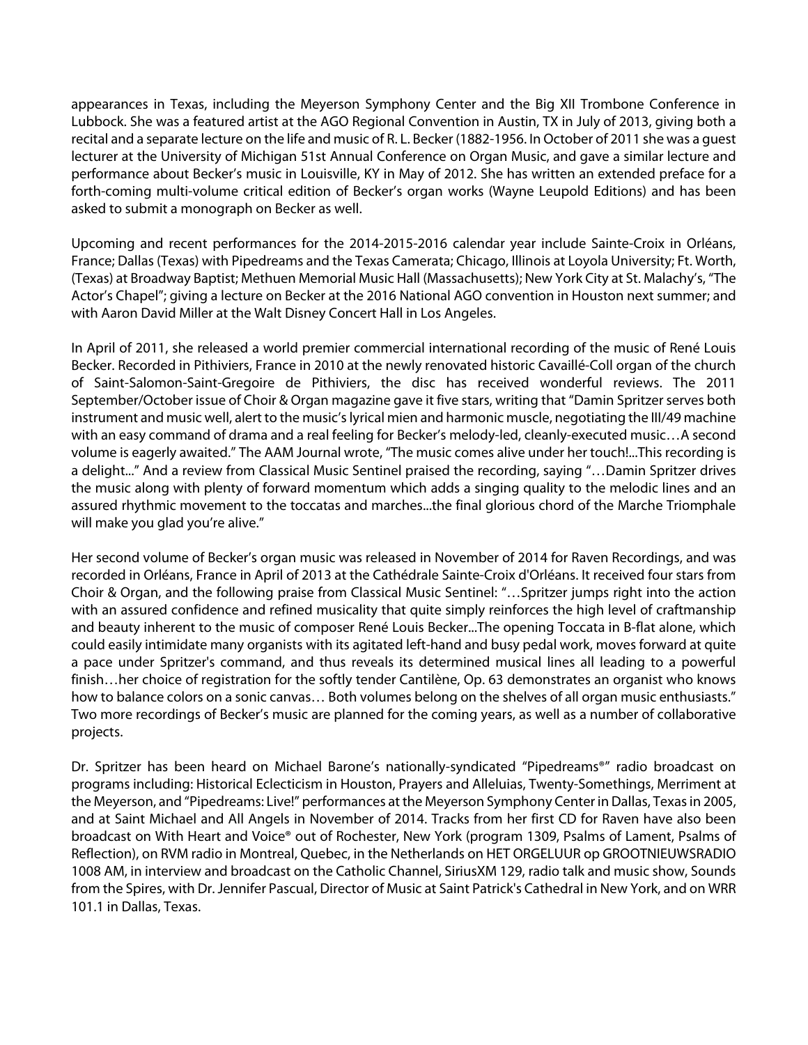appearances in Texas, including the Meyerson Symphony Center and the Big XII Trombone Conference in Lubbock. She was a featured artist at the AGO Regional Convention in Austin, TX in July of 2013, giving both a recital and a separate lecture on the life and music of R. L. Becker (1882-1956. In October of 2011 she was a guest lecturer at the University of Michigan 51st Annual Conference on Organ Music, and gave a similar lecture and performance about Becker's music in Louisville, KY in May of 2012. She has written an extended preface for a forth-coming multi-volume critical edition of Becker's organ works (Wayne Leupold Editions) and has been asked to submit a monograph on Becker as well.

Upcoming and recent performances for the 2014-2015-2016 calendar year include Sainte-Croix in Orléans, France; Dallas (Texas) with Pipedreams and the Texas Camerata; Chicago, Illinois at Loyola University; Ft. Worth, (Texas) at Broadway Baptist; Methuen Memorial Music Hall (Massachusetts); New York City at St. Malachy's, "The Actor's Chapel"; giving a lecture on Becker at the 2016 National AGO convention in Houston next summer; and with Aaron David Miller at the Walt Disney Concert Hall in Los Angeles.

In April of 2011, she released a world premier commercial international recording of the music of René Louis Becker. Recorded in Pithiviers, France in 2010 at the newly renovated historic Cavaillé-Coll organ of the church of Saint-Salomon-Saint-Gregoire de Pithiviers, the disc has received wonderful reviews. The 2011 September/October issue of Choir & Organ magazine gave it five stars, writing that "Damin Spritzer serves both instrument and music well, alert to the music's lyrical mien and harmonic muscle, negotiating the III/49 machine with an easy command of drama and a real feeling for Becker's melody-led, cleanly-executed music…A second volume is eagerly awaited." The AAM Journal wrote, "The music comes alive under her touch!...This recording is a delight..." And a review from Classical Music Sentinel praised the recording, saying "…Damin Spritzer drives the music along with plenty of forward momentum which adds a singing quality to the melodic lines and an assured rhythmic movement to the toccatas and marches...the final glorious chord of the Marche Triomphale will make you glad you're alive."

Her second volume of Becker's organ music was released in November of 2014 for Raven Recordings, and was recorded in Orléans, France in April of 2013 at the Cathédrale Sainte-Croix d'Orléans. It received four stars from Choir & Organ, and the following praise from Classical Music Sentinel: "…Spritzer jumps right into the action with an assured confidence and refined musicality that quite simply reinforces the high level of craftmanship and beauty inherent to the music of composer René Louis Becker...The opening Toccata in B-flat alone, which could easily intimidate many organists with its agitated left-hand and busy pedal work, moves forward at quite a pace under Spritzer's command, and thus reveals its determined musical lines all leading to a powerful finish…her choice of registration for the softly tender Cantilène, Op. 63 demonstrates an organist who knows how to balance colors on a sonic canvas… Both volumes belong on the shelves of all organ music enthusiasts." Two more recordings of Becker's music are planned for the coming years, as well as a number of collaborative projects.

Dr. Spritzer has been heard on Michael Barone's nationally-syndicated "Pipedreams®" radio broadcast on programs including: Historical Eclecticism in Houston, Prayers and Alleluias, Twenty-Somethings, Merriment at the Meyerson, and "Pipedreams: Live!" performances at the Meyerson Symphony Center in Dallas, Texas in 2005, and at Saint Michael and All Angels in November of 2014. Tracks from her first CD for Raven have also been broadcast on With Heart and Voice® out of Rochester, New York (program 1309, Psalms of Lament, Psalms of Reflection), on RVM radio in Montreal, Quebec, in the Netherlands on HET ORGELUUR op GROOTNIEUWSRADIO 1008 AM, in interview and broadcast on the Catholic Channel, SiriusXM 129, radio talk and music show, Sounds from the Spires, with Dr. Jennifer Pascual, Director of Music at Saint Patrick's Cathedral in New York, and on WRR 101.1 in Dallas, Texas.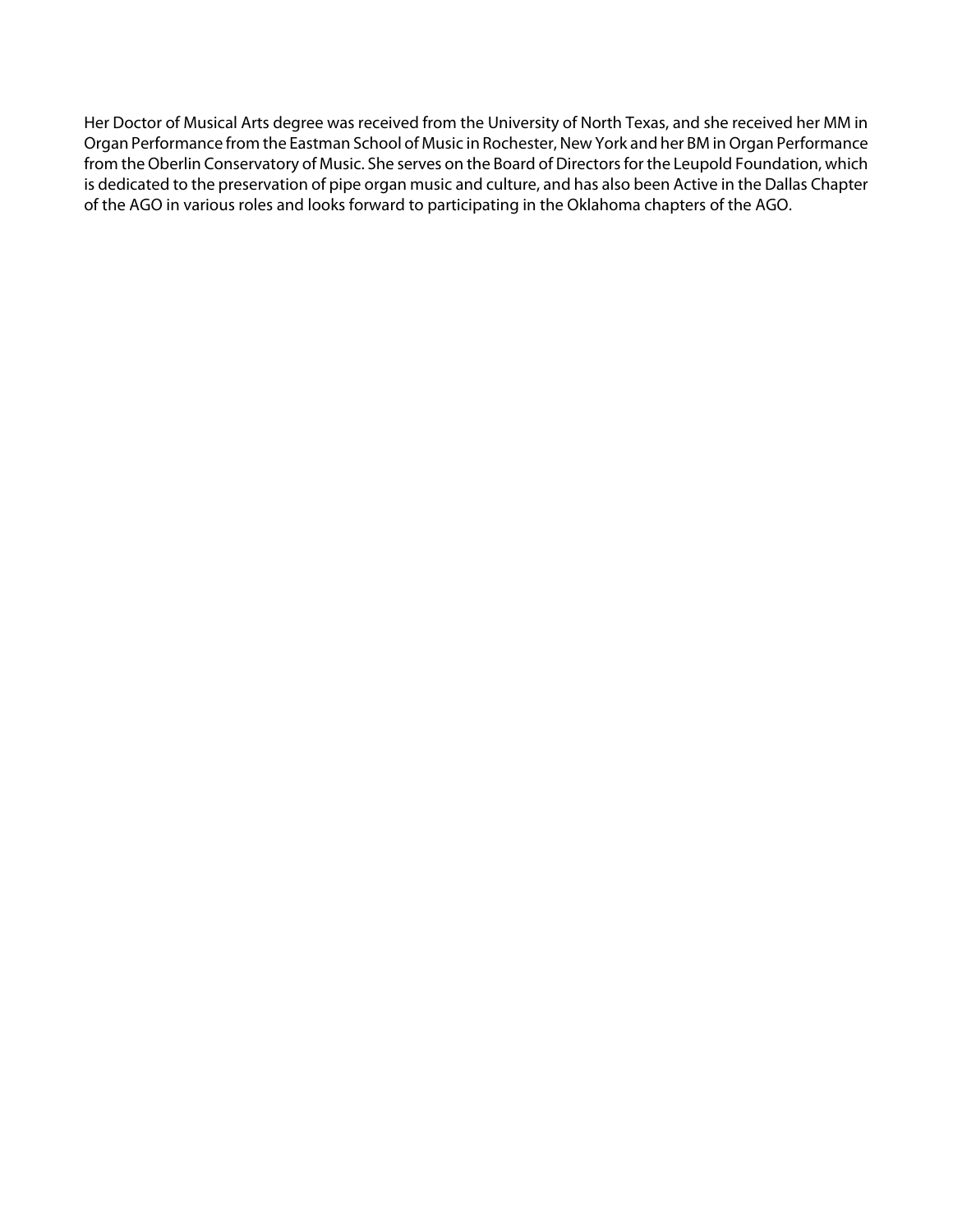Her Doctor of Musical Arts degree was received from the University of North Texas, and she received her MM in Organ Performance from the Eastman School of Music in Rochester, New York and her BM in Organ Performance from the Oberlin Conservatory of Music. She serves on the Board of Directors for the Leupold Foundation, which is dedicated to the preservation of pipe organ music and culture, and has also been Active in the Dallas Chapter of the AGO in various roles and looks forward to participating in the Oklahoma chapters of the AGO.